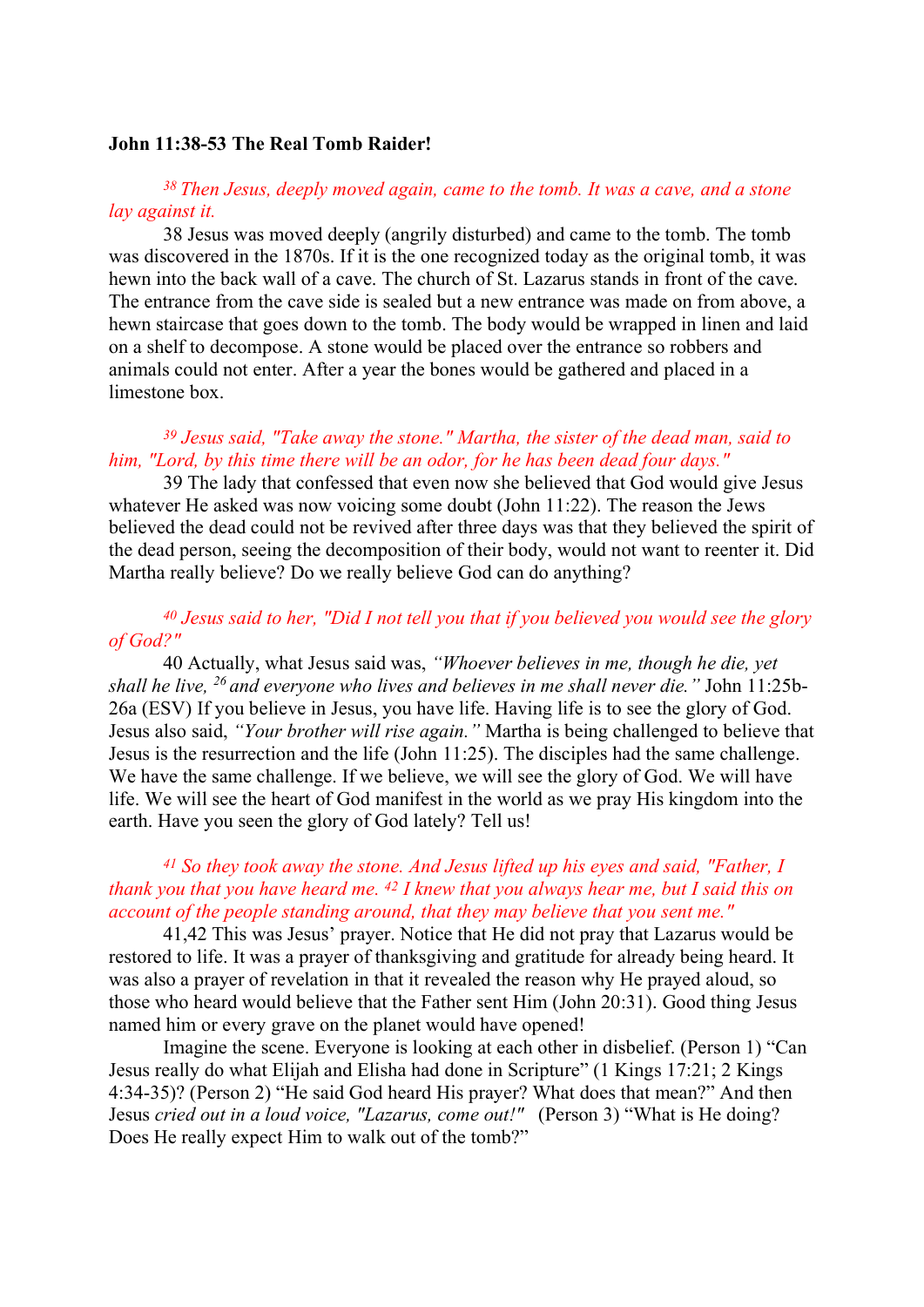**John 11:38-53 The Real Tomb Raider!**

*[38] Then Jesus, deeply moved again, came to the tomb. It was a cave, and a stone lay against it.*

38 Jesus was moved deeply (angrily disturbed) and came to the tomb. The tomb was discovered in the 1870s. If it is the one recognized today as the original tomb, it was hewn into the back wall of a cave. The church of St. Lazarus stands in front of the cave. The entrance from the cave side is sealed but a new entrance was made on from above, a hewn staircase that goes down to the tomb. The body would be wrapped in linen and laid on a shelf to decompose. A stone would be placed over the entrance so robbers and animals could not enter. After a year the bones would be gathered and placed in a limestone box.

*[39] Jesus said, "Take away the stone." Martha, the sister of the dead man, said to him, "Lord, by this time there will be an odor, for he has been dead four days."*

39 The lady that confessed that even now she believed that God would give Jesus whatever He asked was now voicing some doubt (John 11:22). The reason the Jews believed the dead could not be revived after three days was that they believed the spirit of the dead person, seeing the decomposition of their body, would not want to reenter it. Did Martha really believe? Do we really believe God can do anything?

*[40] Jesus said to her, "Did I not tell you that if you believed you would see the glory of God?"*

40 Actually, what Jesus said was, *"Whoever believes in me, though he die, yet shall he live, [26] and everyone who lives and believes in me shall never die."* John 11:25b-26a (ESV) If you believe in Jesus, you have life. Having life is to see the glory of God. Jesus also said, *"Your brother will rise again."* Martha is being challenged to believe that Jesus is the resurrection and the life (John 11:25). The disciples had the same challenge. We have the same challenge. If we believe, we will see the glory of God. We will have life. We will see the heart of God manifest in the world as we pray His kingdom into the earth. Have you seen the glory of God lately? Tell us!

*[41] So they took away the stone. And Jesus lifted up his eyes and said, "Father, I thank you that you have heard me. [42] I knew that you always hear me, but I said this on account of the people standing around, that they may believe that you sent me."*

41,42 This was Jesus' prayer. Notice that He did not pray that Lazarus would be restored to life. It was a prayer of thanksgiving and gratitude for already being heard. It was also a prayer of revelation in that it revealed the reason why He prayed aloud, so those who heard would believe that the Father sent Him (John 20:31). Good thing Jesus named him or every grave on the planet would have opened!

Imagine the scene. Everyone is looking at each other in disbelief. (Person 1) "Can Jesus really do what Elijah and Elisha had done in Scripture" (1 Kings 17:21; 2 Kings 4:34-35)? (Person 2) "He said God heard His prayer? What does that mean?" And then Jesus *cried out in a loud voice, "Lazarus, come out!"* (Person 3) "What is He doing? Does He really expect Him to walk out of the tomb?"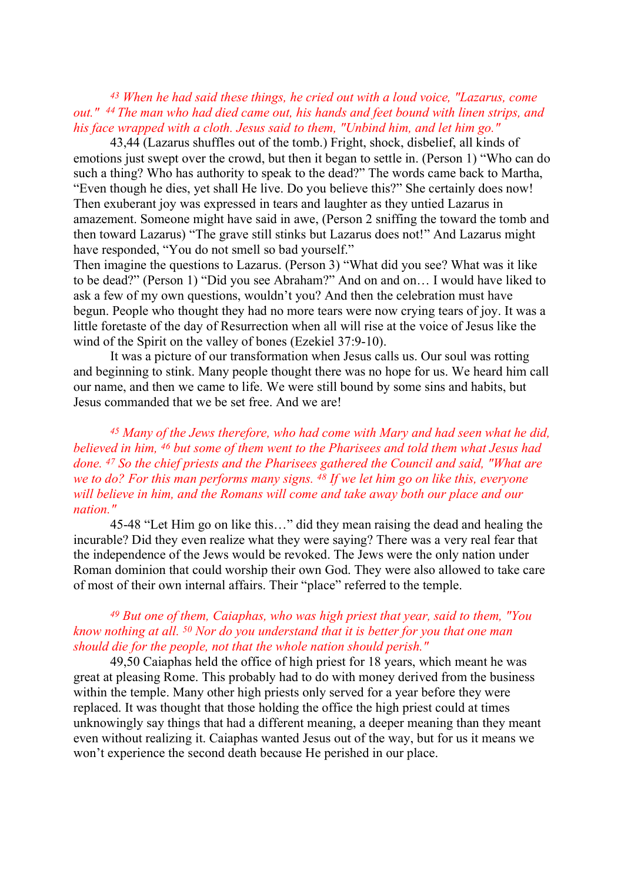*[43] When he had said these things, he cried out with a loud voice, "Lazarus, come out." [44] The man who had died came out, his hands and feet bound with linen strips, and his face wrapped with a cloth. Jesus said to them, "Unbind him, and let him go."*

43,44 (Lazarus shuffles out of the tomb.) Fright, shock, disbelief, all kinds of emotions just swept over the crowd, but then it began to settle in. (Person 1) "Who can do such a thing? Who has authority to speak to the dead?" The words came back to Martha, "Even though he dies, yet shall He live. Do you believe this?" She certainly does now! Then exuberant joy was expressed in tears and laughter as they untied Lazarus in amazement. Someone might have said in awe, (Person 2 sniffing the toward the tomb and then toward Lazarus) "The grave still stinks but Lazarus does not!" And Lazarus might have responded, "You do not smell so bad yourself."

Then imagine the questions to Lazarus. (Person 3) "What did you see? What was it like to be dead?" (Person 1) "Did you see Abraham?" And on and on… I would have liked to ask a few of my own questions, wouldn't you? And then the celebration must have begun. People who thought they had no more tears were now crying tears of joy. It was a little foretaste of the day of Resurrection when all will rise at the voice of Jesus like the wind of the Spirit on the valley of bones (Ezekiel 37:9-10).

It was a picture of our transformation when Jesus calls us. Our soul was rotting and beginning to stink. Many people thought there was no hope for us. We heard him call our name, and then we came to life. We were still bound by some sins and habits, but Jesus commanded that we be set free. And we are!

*[45] Many of the Jews therefore, who had come with Mary and had seen what he did, believed in him, [46] but some of them went to the Pharisees and told them what Jesus had done. [47] So the chief priests and the Pharisees gathered the Council and said, "What are we to do? For this man performs many signs. [48] If we let him go on like this, everyone will believe in him, and the Romans will come and take away both our place and our nation."*

45-48 "Let Him go on like this…" did they mean raising the dead and healing the incurable? Did they even realize what they were saying? There was a very real fear that the independence of the Jews would be revoked. The Jews were the only nation under Roman dominion that could worship their own God. They were also allowed to take care of most of their own internal affairs. Their "place" referred to the temple.

*[49] But one of them, Caiaphas, who was high priest that year, said to them, "You know nothing at all. [50] Nor do you understand that it is better for you that one man should die for the people, not that the whole nation should perish."*

49,50 Caiaphas held the office of high priest for 18 years, which meant he was great at pleasing Rome. This probably had to do with money derived from the business within the temple. Many other high priests only served for a year before they were replaced. It was thought that those holding the office the high priest could at times unknowingly say things that had a different meaning, a deeper meaning than they meant even without realizing it. Caiaphas wanted Jesus out of the way, but for us it means we won't experience the second death because He perished in our place.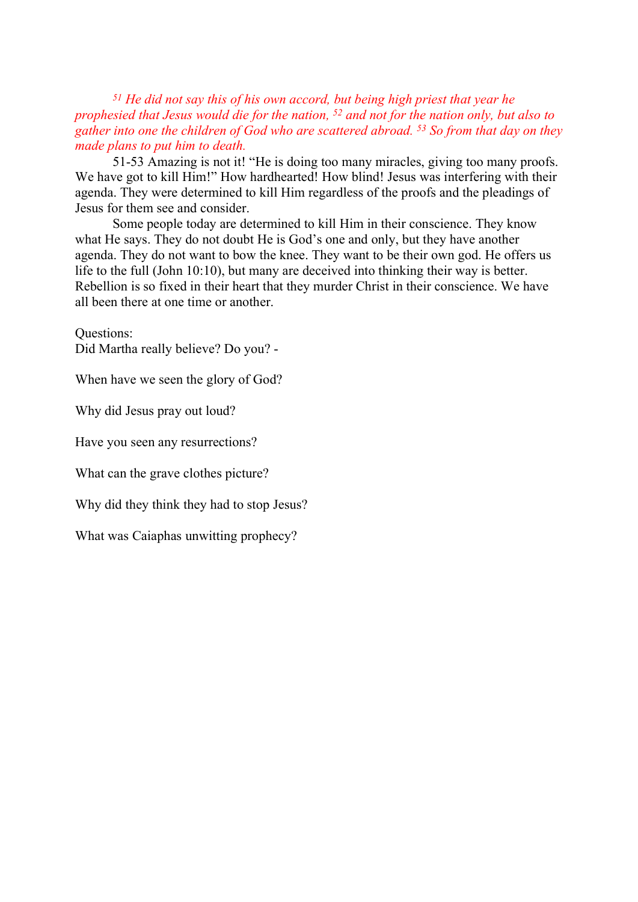*[51] He did not say this of his own accord, but being high priest that year he prophesied that Jesus would die for the nation, [52] and not for the nation only, but also to gather into one the children of God who are scattered abroad. [53] So from that day on they made plans to put him to death.*

51-53 Amazing is not it! "He is doing too many miracles, giving too many proofs. We have got to kill Him!" How hardhearted! How blind! Jesus was interfering with their agenda. They were determined to kill Him regardless of the proofs and the pleadings of Jesus for them see and consider.

Some people today are determined to kill Him in their conscience. They know what He says. They do not doubt He is God's one and only, but they have another agenda. They do not want to bow the knee. They want to be their own god. He offers us life to the full (John 10:10), but many are deceived into thinking their way is better. Rebellion is so fixed in their heart that they murder Christ in their conscience. We have all been there at one time or another.

Questions:

Did Martha really believe? Do you? -

When have we seen the glory of God?

Why did Jesus pray out loud?

Have you seen any resurrections?

What can the grave clothes picture?

Why did they think they had to stop Jesus?

What was Caiaphas unwitting prophecy?